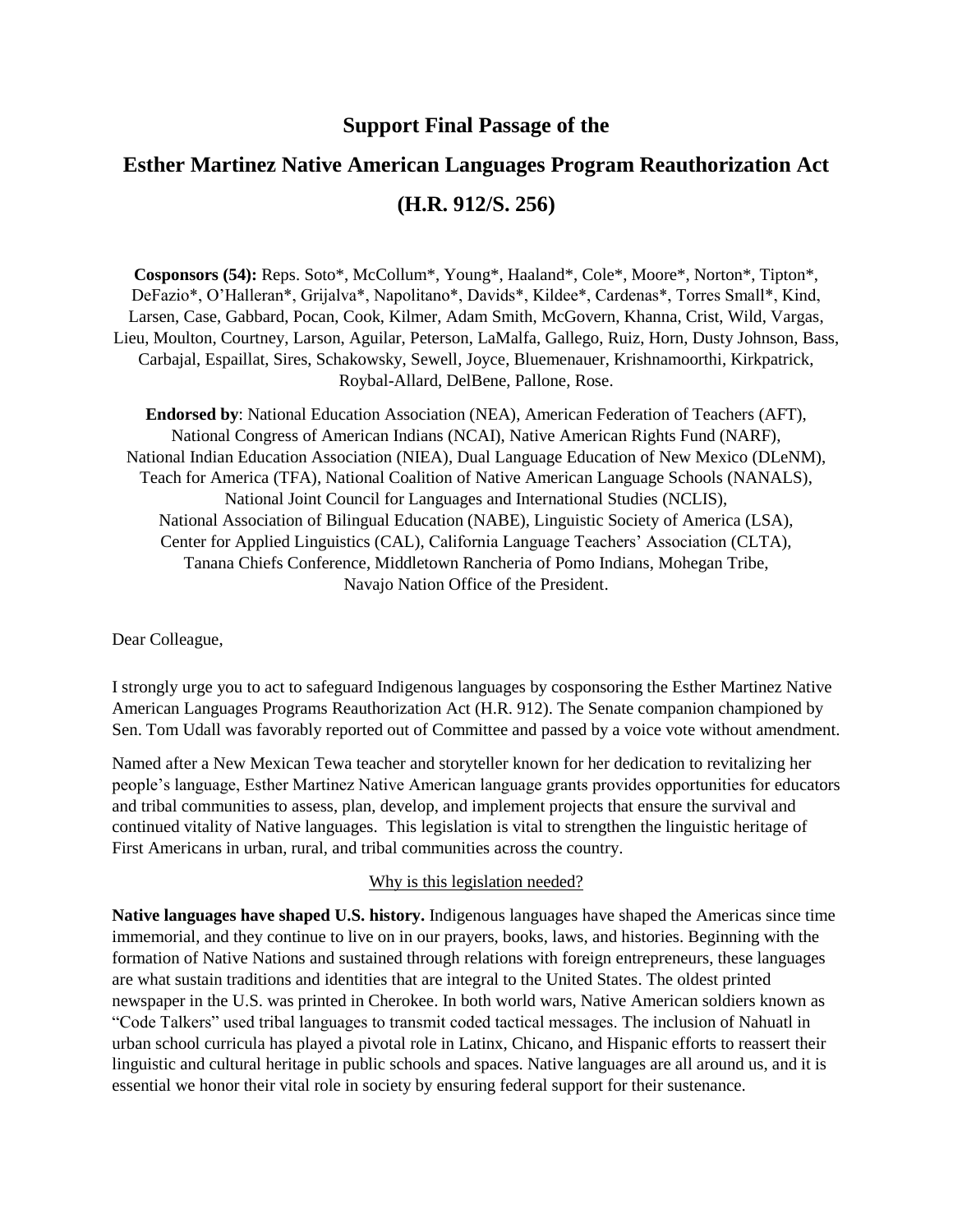# Support Final Passage of the

# Esther Martinez Native American Languages Program Reauthorization Act

# (H.R. 912/S. 256)

**Cosponsors (54):** Reps. Soto*, McCollum*, Young*, Haaland*, Cole*, Moore*, Norton*, Tipton*, DeFazio*, O'Halleran*, Grijalva*, Napolitano*, Davids*, Kildee*, Cardenas*, Torres Small*, Kind, Larsen, Case, Gabbard, Pocan, Cook, Kilmer, Adam Smith, McGovern, Khanna, Crist, Wild, Vargas, Lieu, Moulton, Courtney, Larson, Aguilar, Peterson, LaMalfa, Gallego, Ruiz, Horn, Dusty Johnson, Bass, Carbajal, Espaillat, Sires, Schakowsky, Sewell, Joyce, Bluemenauer, Krishnamoorthi, Kirkpatrick, Roybal-Allard, DelBene, Pallone, Rose.

**Endorsed by**: National Education Association (NEA), American Federation of Teachers (AFT), National Congress of American Indians (NCAI), Native American Rights Fund (NARF), National Indian Education Association (NIEA), Dual Language Education of New Mexico (DLeNM), Teach for America (TFA), National Coalition of Native American Language Schools (NANALS), National Joint Council for Languages and International Studies (NCLIS), National Association of Bilingual Education (NABE), Linguistic Society of America (LSA), Center for Applied Linguistics (CAL), California Language Teachers' Association (CLTA), Tanana Chiefs Conference, Middletown Rancheria of Pomo Indians, Mohegan Tribe, Navajo Nation Office of the President.

Dear Colleague,

I strongly urge you to act to safeguard Indigenous languages by cosponsoring the Esther Martinez Native American Languages Programs Reauthorization Act (H.R. 912). The Senate companion championed by Sen. Tom Udall was favorably reported out of Committee and passed by a voice vote without amendment.

Named after a New Mexican Tewa teacher and storyteller known for her dedication to revitalizing her people's language, Esther Martinez Native American language grants provides opportunities for educators and tribal communities to assess, plan, develop, and implement projects that ensure the survival and continued vitality of Native languages. This legislation is vital to strengthen the linguistic heritage of First Americans in urban, rural, and tribal communities across the country.

Why is this legislation needed?

**Native languages have shaped U.S. history.** Indigenous languages have shaped the Americas since time immemorial, and they continue to live on in our prayers, books, laws, and histories. Beginning with the formation of Native Nations and sustained through relations with foreign entrepreneurs, these languages are what sustain traditions and identities that are integral to the United States. The oldest printed newspaper in the U.S. was printed in Cherokee. In both world wars, Native American soldiers known as "Code Talkers" used tribal languages to transmit coded tactical messages. The inclusion of Nahuatl in urban school curricula has played a pivotal role in Latinx, Chicano, and Hispanic efforts to reassert their linguistic and cultural heritage in public schools and spaces. Native languages are all around us, and it is essential we honor their vital role in society by ensuring federal support for their sustenance.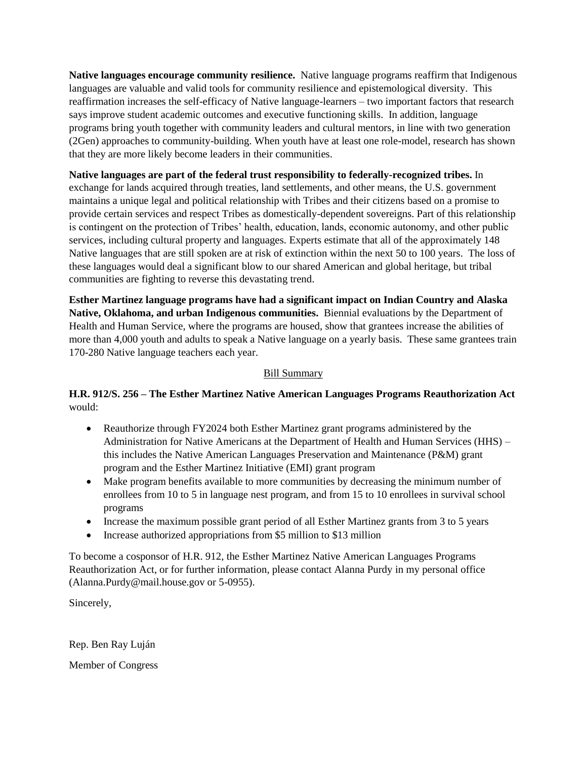**Native languages encourage community resilience.** Native language programs reaffirm that Indigenous languages are valuable and valid tools for community resilience and epistemological diversity. This reaffirmation increases the self-efficacy of Native language-learners – two important factors that research says improve student academic outcomes and executive functioning skills. In addition, language programs bring youth together with community leaders and cultural mentors, in line with two generation (2Gen) approaches to community-building. When youth have at least one role-model, research has shown that they are more likely become leaders in their communities.

**Native languages are part of the federal trust responsibility to federally-recognized tribes.** In exchange for lands acquired through treaties, land settlements, and other means, the U.S. government maintains a unique legal and political relationship with Tribes and their citizens based on a promise to provide certain services and respect Tribes as domestically-dependent sovereigns. Part of this relationship is contingent on the protection of Tribes' health, education, lands, economic autonomy, and other public services, including cultural property and languages. Experts estimate that all of the approximately 148 Native languages that are still spoken are at risk of extinction within the next 50 to 100 years. The loss of these languages would deal a significant blow to our shared American and global heritage, but tribal communities are fighting to reverse this devastating trend.

**Esther Martinez language programs have had a significant impact on Indian Country and Alaska Native, Oklahoma, and urban Indigenous communities.** Biennial evaluations by the Department of Health and Human Service, where the programs are housed, show that grantees increase the abilities of more than 4,000 youth and adults to speak a Native language on a yearly basis. These same grantees train 170-280 Native language teachers each year.

<u>Bill Summary</u>

**H.R. 912/S. 256 – The Esther Martinez Native American Languages Programs Reauthorization Act** would:

- Reauthorize through FY2024 both Esther Martinez grant programs administered by the Administration for Native Americans at the Department of Health and Human Services (HHS) – this includes the Native American Languages Preservation and Maintenance (P&M) grant program and the Esther Martinez Initiative (EMI) grant program
- Make program benefits available to more communities by decreasing the minimum number of enrollees from 10 to 5 in language nest program, and from 15 to 10 enrollees in survival school programs
- Increase the maximum possible grant period of all Esther Martinez grants from 3 to 5 years
- Increase authorized appropriations from $5 million to $13 million

To become a cosponsor of H.R. 912, the Esther Martinez Native American Languages Programs Reauthorization Act, or for further information, please contact Alanna Purdy in my personal office (Alanna.Purdy@mail.house.gov or 5-0955).

Sincerely,

Rep. Ben Ray Luján

Member of Congress